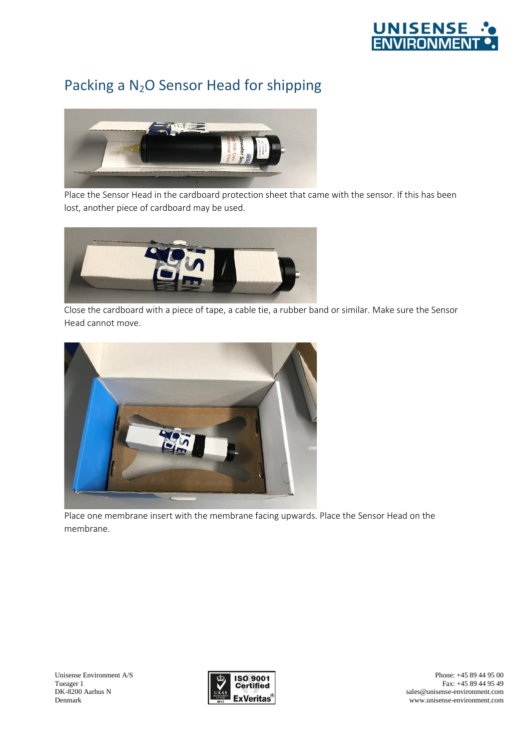# Packing a $N_2O$ Sensor Head for shipping

Place the Sensor Head in the cardboard protection sheet that came with the sensor. If this has been lost, another piece of cardboard may be used.

Close the cardboard with a piece of tape, a cable tie, a rubber band or similar. Make sure the Sensor Head cannot move.

Place one membrane insert with the membrane facing upwards. Place the Sensor Head on the membrane.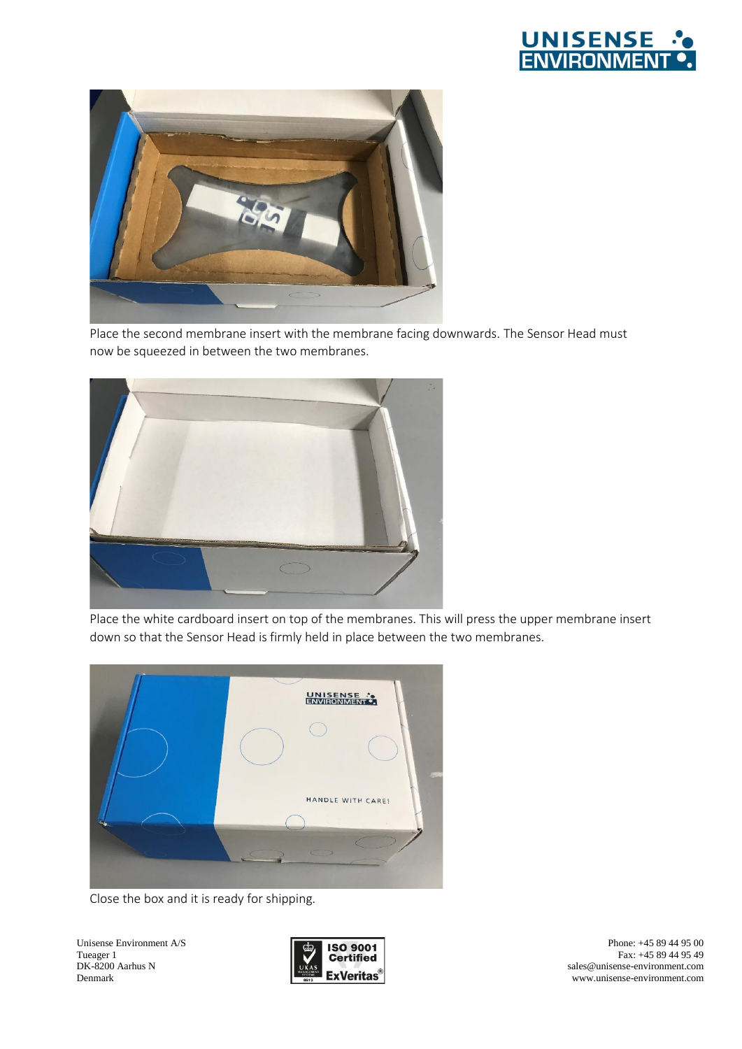Place the second membrane insert with the membrane facing downwards. The Sensor Head must now be squeezed in between the two membranes.

Place the white cardboard insert on top of the membranes. This will press the upper membrane insert down so that the Sensor Head is firmly held in place between the two membranes.

Close the box and it is ready for shipping.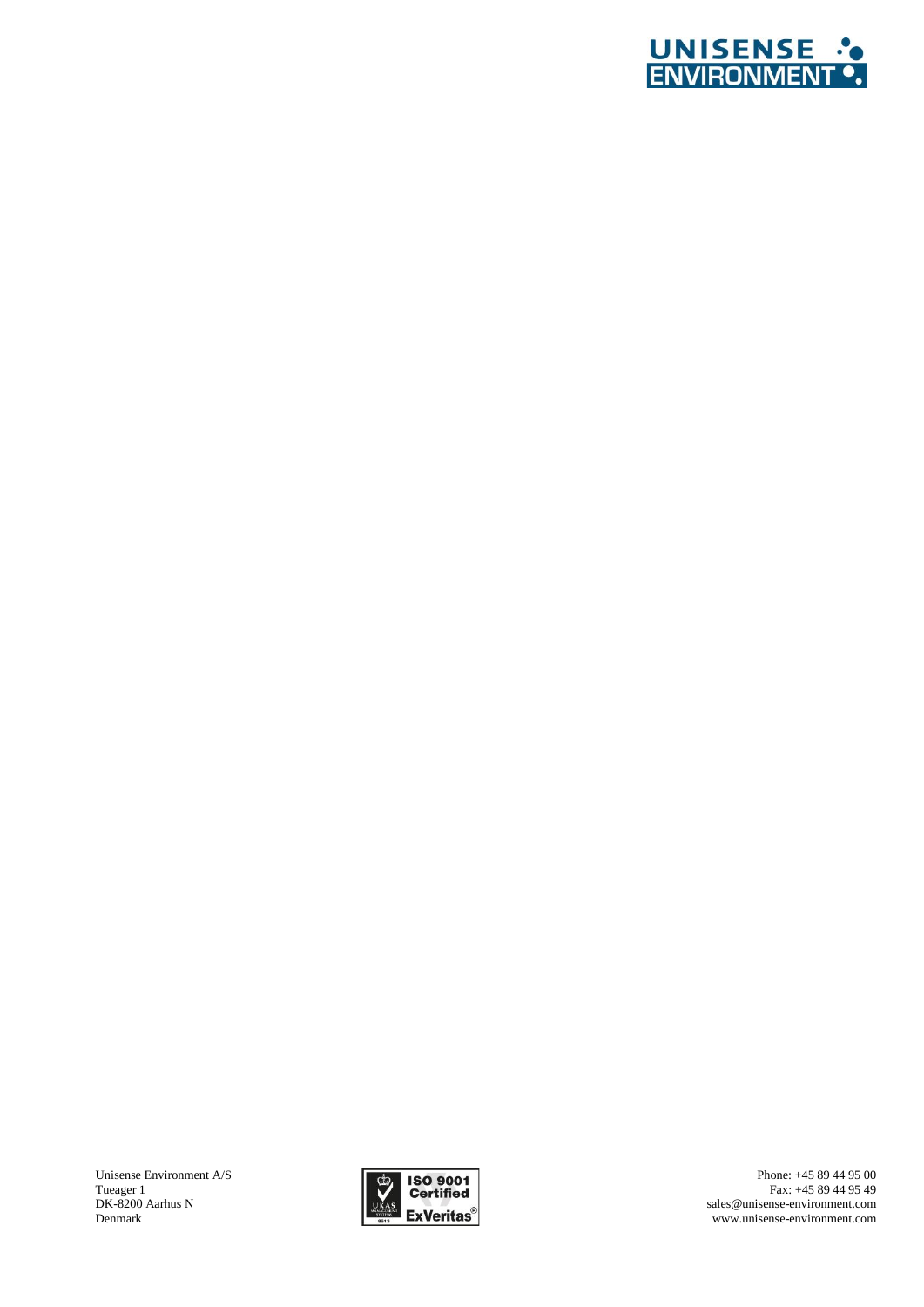Unisense Environment A/S
Tueager 1
DK-8200 Aarhus N
Denmark

ISO 9001 Certified
ExVeritas®

Phone: +45 89 44 95 00
Fax: +45 89 44 95 49
sales@unisense-environment.com
www.unisense-environment.com